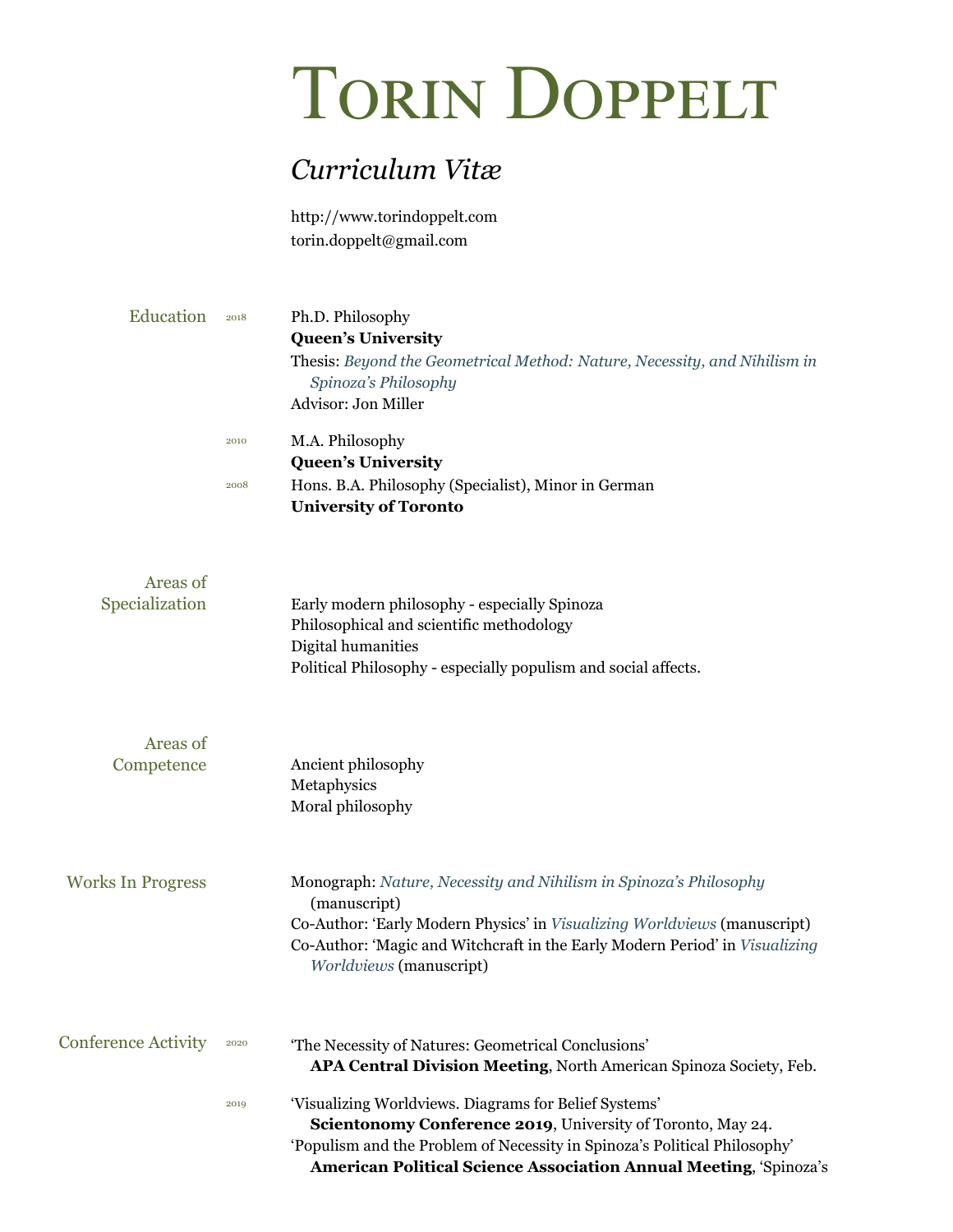# Torin Doppelt

*Curriculum Vitæ*

http://www.torindoppelt.com
torin.doppelt@gmail.com

## Education

2018 — Ph.D. Philosophy
**Queen's University**
Thesis: *Beyond the Geometrical Method: Nature, Necessity, and Nihilism in Spinoza's Philosophy*
Advisor: Jon Miller

2010 — M.A. Philosophy
**Queen's University**

2008 — Hons. B.A. Philosophy (Specialist), Minor in German
**University of Toronto**

## Areas of Specialization

Early modern philosophy - especially Spinoza
Philosophical and scientific methodology
Digital humanities
Political Philosophy - especially populism and social affects.

## Areas of Competence

Ancient philosophy
Metaphysics
Moral philosophy

## Works In Progress

Monograph: *Nature, Necessity and Nihilism in Spinoza's Philosophy* (manuscript)
Co-Author: 'Early Modern Physics' in *Visualizing Worldviews* (manuscript)
Co-Author: 'Magic and Witchcraft in the Early Modern Period' in *Visualizing Worldviews* (manuscript)

## Conference Activity

2020 — 'The Necessity of Natures: Geometrical Conclusions'
**APA Central Division Meeting**, North American Spinoza Society, Feb.

2019 — 'Visualizing Worldviews. Diagrams for Belief Systems'
**Scientonomy Conference 2019**, University of Toronto, May 24.

'Populism and the Problem of Necessity in Spinoza's Political Philosophy'
**American Political Science Association Annual Meeting**, 'Spinoza's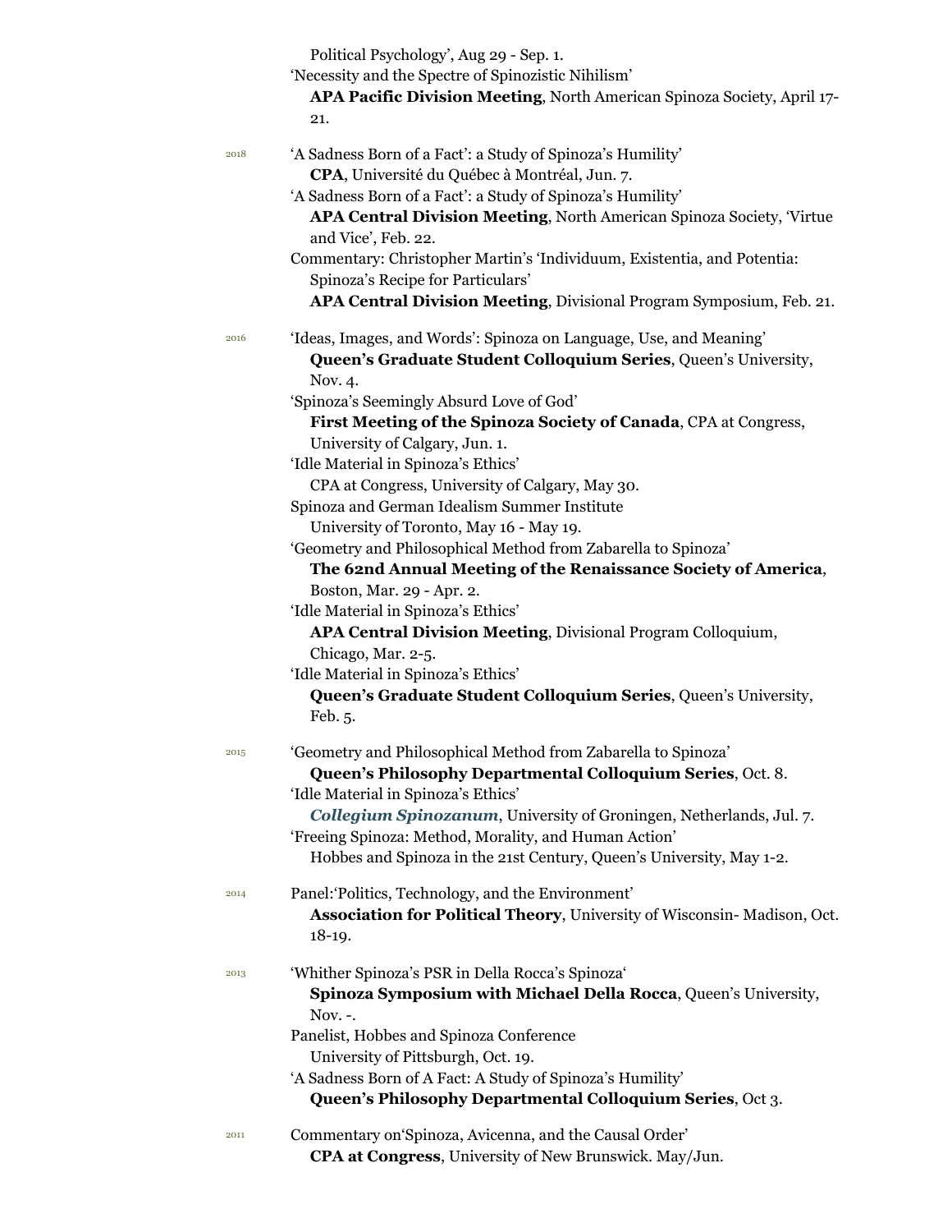Political Psychology', Aug 29 - Sep. 1.

'Necessity and the Spectre of Spinozistic Nihilism'
**APA Pacific Division Meeting**, North American Spinoza Society, April 17-21.

2018

'A Sadness Born of a Fact': a Study of Spinoza's Humility'
**CPA**, Université du Québec à Montréal, Jun. 7.

'A Sadness Born of a Fact': a Study of Spinoza's Humility'
**APA Central Division Meeting**, North American Spinoza Society, 'Virtue and Vice', Feb. 22.

Commentary: Christopher Martin's 'Individuum, Existentia, and Potentia: Spinoza's Recipe for Particulars'
**APA Central Division Meeting**, Divisional Program Symposium, Feb. 21.

2016

'Ideas, Images, and Words': Spinoza on Language, Use, and Meaning'
**Queen's Graduate Student Colloquium Series**, Queen's University, Nov. 4.

'Spinoza's Seemingly Absurd Love of God'
**First Meeting of the Spinoza Society of Canada**, CPA at Congress, University of Calgary, Jun. 1.

'Idle Material in Spinoza's Ethics'
CPA at Congress, University of Calgary, May 30.

Spinoza and German Idealism Summer Institute
University of Toronto, May 16 - May 19.

'Geometry and Philosophical Method from Zabarella to Spinoza'
**The 62nd Annual Meeting of the Renaissance Society of America**, Boston, Mar. 29 - Apr. 2.

'Idle Material in Spinoza's Ethics'
**APA Central Division Meeting**, Divisional Program Colloquium, Chicago, Mar. 2-5.

'Idle Material in Spinoza's Ethics'
**Queen's Graduate Student Colloquium Series**, Queen's University, Feb. 5.

2015

'Geometry and Philosophical Method from Zabarella to Spinoza'
**Queen's Philosophy Departmental Colloquium Series**, Oct. 8.

'Idle Material in Spinoza's Ethics'
***Collegium Spinozanum***, University of Groningen, Netherlands, Jul. 7.

'Freeing Spinoza: Method, Morality, and Human Action'
Hobbes and Spinoza in the 21st Century, Queen's University, May 1-2.

2014

Panel:'Politics, Technology, and the Environment'
**Association for Political Theory**, University of Wisconsin- Madison, Oct. 18-19.

2013

'Whither Spinoza's PSR in Della Rocca's Spinoza'
**Spinoza Symposium with Michael Della Rocca**, Queen's University, Nov. -.

Panelist, Hobbes and Spinoza Conference
University of Pittsburgh, Oct. 19.

'A Sadness Born of A Fact: A Study of Spinoza's Humility'
**Queen's Philosophy Departmental Colloquium Series**, Oct 3.

2011

Commentary on'Spinoza, Avicenna, and the Causal Order'
**CPA at Congress**, University of New Brunswick. May/Jun.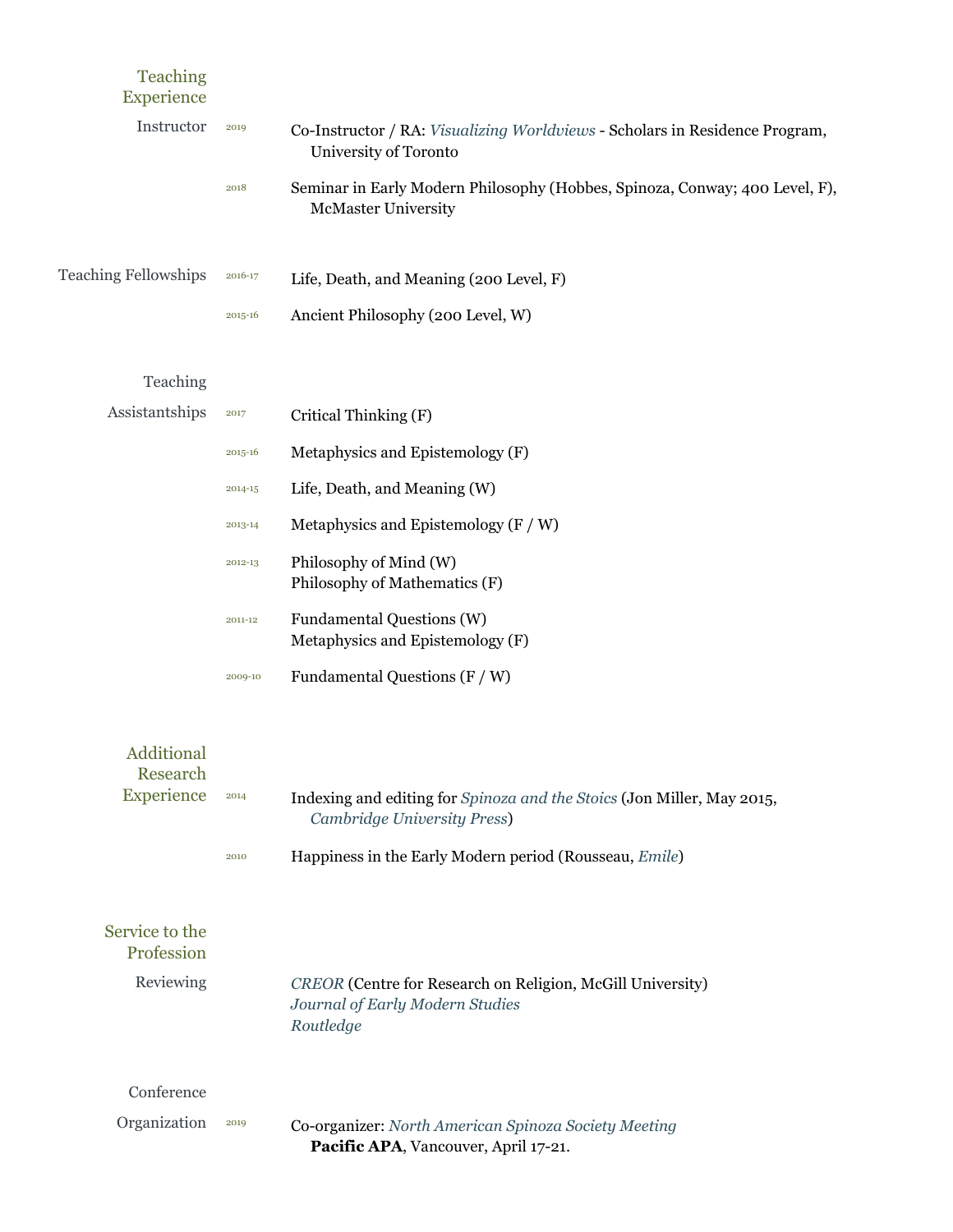## Teaching Experience

### Instructor

2019 — Co-Instructor / RA: *Visualizing Worldviews* - Scholars in Residence Program, University of Toronto

2018 — Seminar in Early Modern Philosophy (Hobbes, Spinoza, Conway; 400 Level, F), McMaster University

### Teaching Fellowships

2016-17 — Life, Death, and Meaning (200 Level, F)

2015-16 — Ancient Philosophy (200 Level, W)

### Teaching Assistantships

2017 — Critical Thinking (F)

2015-16 — Metaphysics and Epistemology (F)

2014-15 — Life, Death, and Meaning (W)

2013-14 — Metaphysics and Epistemology (F / W)

2012-13 — Philosophy of Mind (W)
Philosophy of Mathematics (F)

2011-12 — Fundamental Questions (W)
Metaphysics and Epistemology (F)

2009-10 — Fundamental Questions (F / W)

## Additional Research Experience

2014 — Indexing and editing for *Spinoza and the Stoics* (Jon Miller, May 2015, *Cambridge University Press*)

2010 — Happiness in the Early Modern period (Rousseau, *Emile*)

## Service to the Profession

### Reviewing

*CREOR* (Centre for Research on Religion, McGill University)
*Journal of Early Modern Studies*
*Routledge*

### Conference Organization

2019 — Co-organizer: *North American Spinoza Society Meeting*
**Pacific APA**, Vancouver, April 17-21.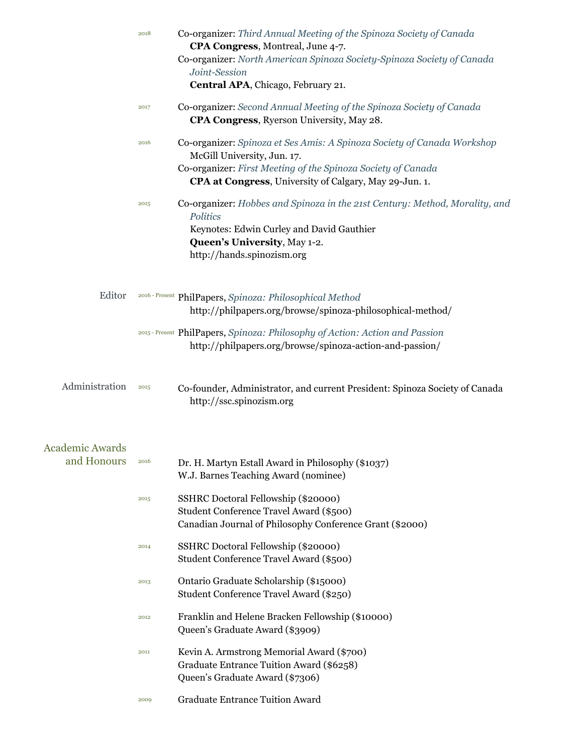2018 Co-organizer: *Third Annual Meeting of the Spinoza Society of Canada*
**CPA Congress**, Montreal, June 4-7.
Co-organizer: *North American Spinoza Society-Spinoza Society of Canada Joint-Session*
**Central APA**, Chicago, February 21.

2017 Co-organizer: *Second Annual Meeting of the Spinoza Society of Canada*
**CPA Congress**, Ryerson University, May 28.

2016 Co-organizer: *Spinoza et Ses Amis: A Spinoza Society of Canada Workshop*
McGill University, Jun. 17.
Co-organizer: *First Meeting of the Spinoza Society of Canada*
**CPA at Congress**, University of Calgary, May 29-Jun. 1.

2015 Co-organizer: *Hobbes and Spinoza in the 21st Century: Method, Morality, and Politics*
Keynotes: Edwin Curley and David Gauthier
**Queen's University**, May 1-2.
http://hands.spinozism.org

## Editor

2016 - Present PhilPapers, *Spinoza: Philosophical Method*
http://philpapers.org/browse/spinoza-philosophical-method/

2015 - Present PhilPapers, *Spinoza: Philosophy of Action: Action and Passion*
http://philpapers.org/browse/spinoza-action-and-passion/

## Administration

2015 Co-founder, Administrator, and current President: Spinoza Society of Canada
http://ssc.spinozism.org

## Academic Awards and Honours

2016 Dr. H. Martyn Estall Award in Philosophy ($1037)
W.J. Barnes Teaching Award (nominee)

2015 SSHRC Doctoral Fellowship ($20000)
Student Conference Travel Award ($500)
Canadian Journal of Philosophy Conference Grant ($2000)

2014 SSHRC Doctoral Fellowship ($20000)
Student Conference Travel Award ($500)

2013 Ontario Graduate Scholarship ($15000)
Student Conference Travel Award ($250)

2012 Franklin and Helene Bracken Fellowship ($10000)
Queen's Graduate Award ($3909)

2011 Kevin A. Armstrong Memorial Award ($700)
Graduate Entrance Tuition Award ($6258)
Queen's Graduate Award ($7306)

2009 Graduate Entrance Tuition Award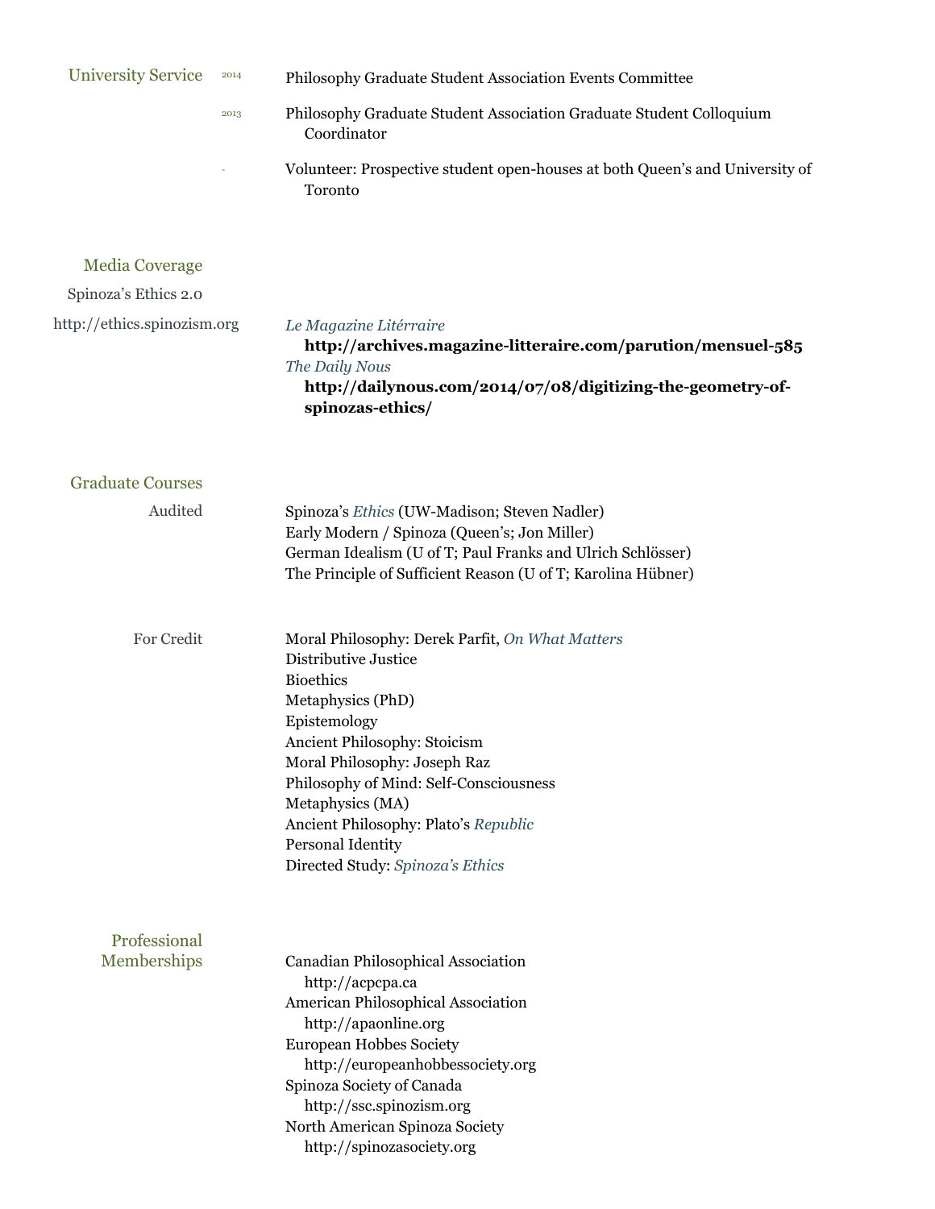## University Service

- 2014 — Philosophy Graduate Student Association Events Committee
- 2013 — Philosophy Graduate Student Association Graduate Student Colloquium Coordinator
- \- — Volunteer: Prospective student open-houses at both Queen's and University of Toronto

## Media Coverage

Spinoza's Ethics 2.0

http://ethics.spinozism.org

*Le Magazine Litérraire*
**http://archives.magazine-litteraire.com/parution/mensuel-585**

*The Daily Nous*
**http://dailynous.com/2014/07/08/digitizing-the-geometry-of-spinozas-ethics/**

## Graduate Courses

### Audited

Spinoza's *Ethics* (UW-Madison; Steven Nadler)
Early Modern / Spinoza (Queen's; Jon Miller)
German Idealism (U of T; Paul Franks and Ulrich Schlösser)
The Principle of Sufficient Reason (U of T; Karolina Hübner)

### For Credit

Moral Philosophy: Derek Parfit, *On What Matters*
Distributive Justice
Bioethics
Metaphysics (PhD)
Epistemology
Ancient Philosophy: Stoicism
Moral Philosophy: Joseph Raz
Philosophy of Mind: Self-Consciousness
Metaphysics (MA)
Ancient Philosophy: Plato's *Republic*
Personal Identity
Directed Study: *Spinoza's Ethics*

## Professional Memberships

Canadian Philosophical Association
http://acpcpa.ca
American Philosophical Association
http://apaonline.org
European Hobbes Society
http://europeanhobbessociety.org
Spinoza Society of Canada
http://ssc.spinozism.org
North American Spinoza Society
http://spinozasociety.org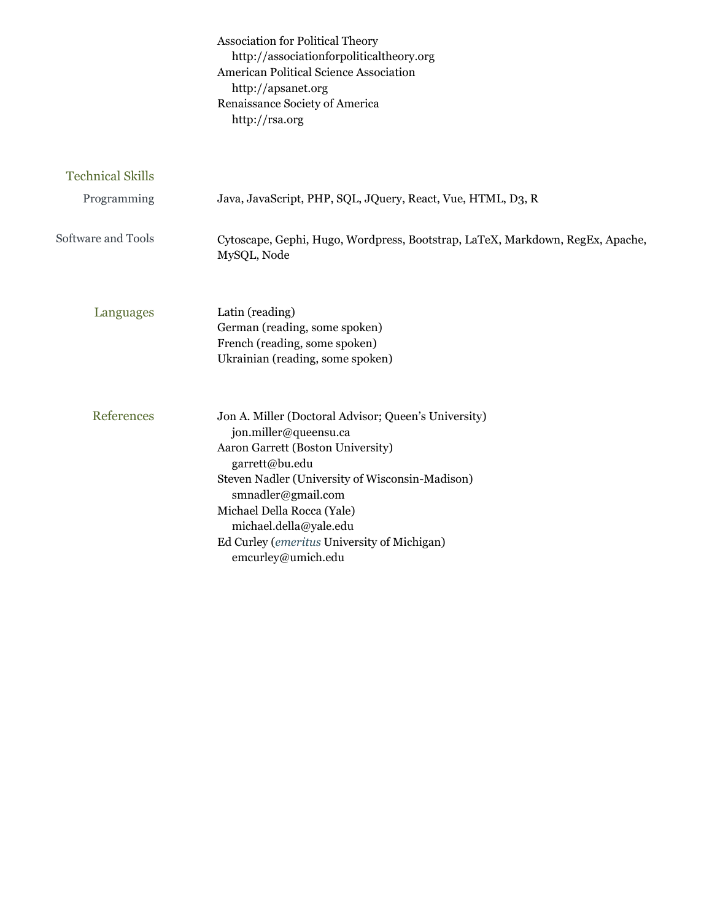Association for Political Theory
  http://associationforpoliticaltheory.org
American Political Science Association
  http://apsanet.org
Renaissance Society of America
  http://rsa.org

## Technical Skills

**Programming**

Java, JavaScript, PHP, SQL, JQuery, React, Vue, HTML, D3, R

**Software and Tools**

Cytoscape, Gephi, Hugo, Wordpress, Bootstrap, LaTeX, Markdown, RegEx, Apache, MySQL, Node

## Languages

Latin (reading)
German (reading, some spoken)
French (reading, some spoken)
Ukrainian (reading, some spoken)

## References

Jon A. Miller (Doctoral Advisor; Queen's University)
  jon.miller@queensu.ca
Aaron Garrett (Boston University)
  garrett@bu.edu
Steven Nadler (University of Wisconsin-Madison)
  smnadler@gmail.com
Michael Della Rocca (Yale)
  michael.della@yale.edu
Ed Curley (*emeritus* University of Michigan)
  emcurley@umich.edu